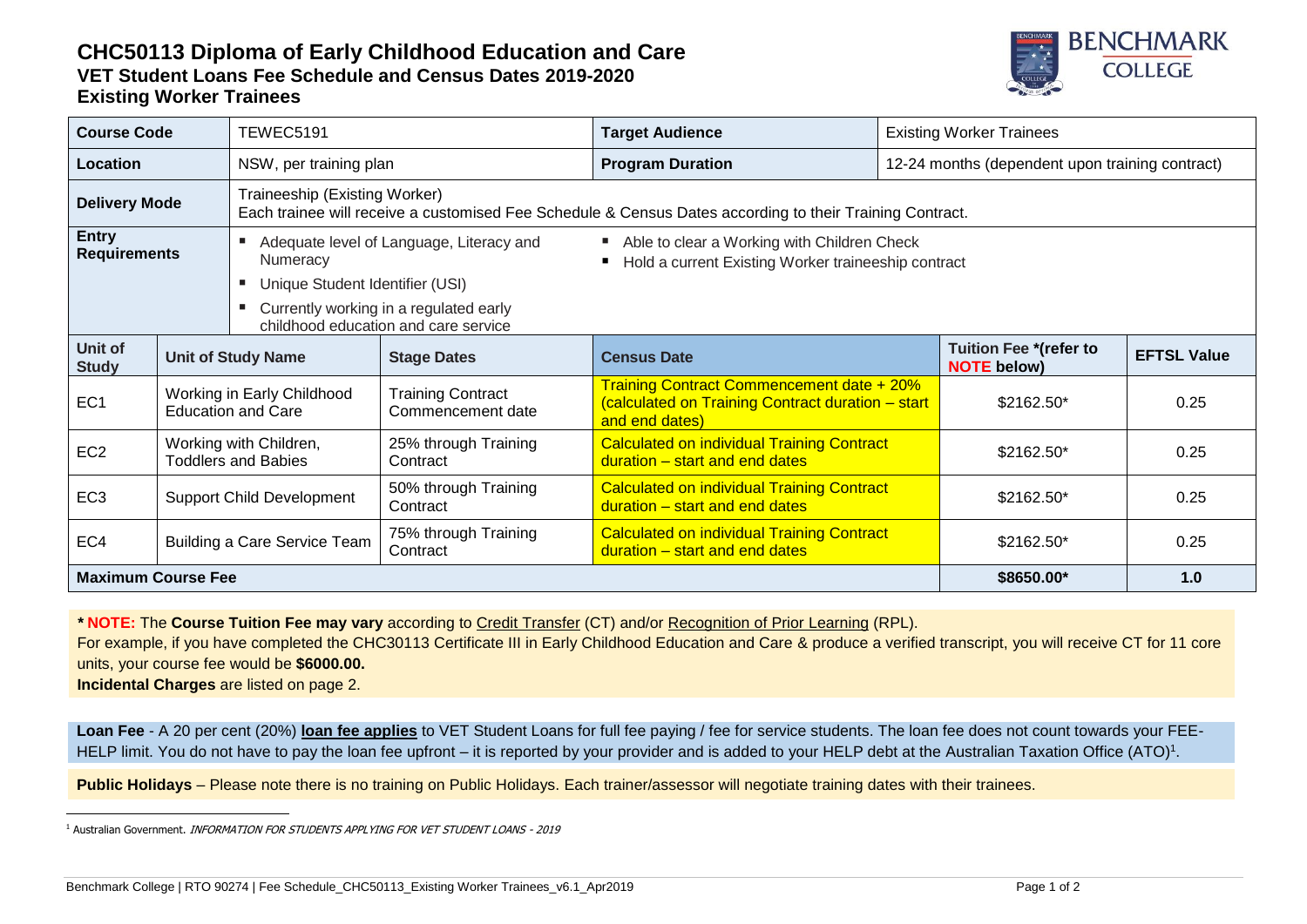# CHC50113 Diploma of Early Childhood Education and Care

## VET Student Loans Fee Schedule and Census Dates 2019-2020

## Existing Worker Trainees

| **Course Code** | TEWEC5191 | **Target Audience** | Existing Worker Trainees |
|---|---|---|---|
| **Location** | NSW, per training plan | **Program Duration** | 12-24 months (dependent upon training contract) |
| **Delivery Mode** | Traineeship (Existing Worker)<br>Each trainee will receive a customised Fee Schedule & Census Dates according to their Training Contract. | | |
| **Entry Requirements** | ▪ Adequate level of Language, Literacy and Numeracy<br>▪ Unique Student Identifier (USI)<br>▪ Currently working in a regulated early childhood education and care service | ▪ Able to clear a Working with Children Check<br>▪ Hold a current Existing Worker traineeship contract | |

| **Unit of Study** | **Unit of Study Name** | **Stage Dates** | **Census Date** | **Tuition Fee *(refer to NOTE below)** | **EFTSL Value** |
|---|---|---|---|---|---|
| EC1 | Working in Early Childhood Education and Care | Training Contract Commencement date | Training Contract Commencement date + 20% (calculated on Training Contract duration – start and end dates) | $2162.50* | 0.25 |
| EC2 | Working with Children, Toddlers and Babies | 25% through Training Contract | Calculated on individual Training Contract duration – start and end dates | $2162.50* | 0.25 |
| EC3 | Support Child Development | 50% through Training Contract | Calculated on individual Training Contract duration – start and end dates | $2162.50* | 0.25 |
| EC4 | Building a Care Service Team | 75% through Training Contract | Calculated on individual Training Contract duration – start and end dates | $2162.50* | 0.25 |
| **Maximum Course Fee** | | | | **$8650.00*** | **1.0** |

*** NOTE:** The **Course Tuition Fee may vary** according to Credit Transfer (CT) and/or Recognition of Prior Learning (RPL).
For example, if you have completed the CHC30113 Certificate III in Early Childhood Education and Care & produce a verified transcript, you will receive CT for 11 core units, your course fee would be **$6000.00.**
**Incidental Charges** are listed on page 2.

**Loan Fee** - A 20 per cent (20%) **loan fee applies** to VET Student Loans for full fee paying / fee for service students. The loan fee does not count towards your FEE-HELP limit. You do not have to pay the loan fee upfront – it is reported by your provider and is added to your HELP debt at the Australian Taxation Office (ATO)[1].

**Public Holidays** – Please note there is no training on Public Holidays. Each trainer/assessor will negotiate training dates with their trainees.

[1] Australian Government. *INFORMATION FOR STUDENTS APPLYING FOR VET STUDENT LOANS - 2019*

Benchmark College | RTO 90274 | Fee Schedule_CHC50113_Existing Worker Trainees_v6.1_Apr2019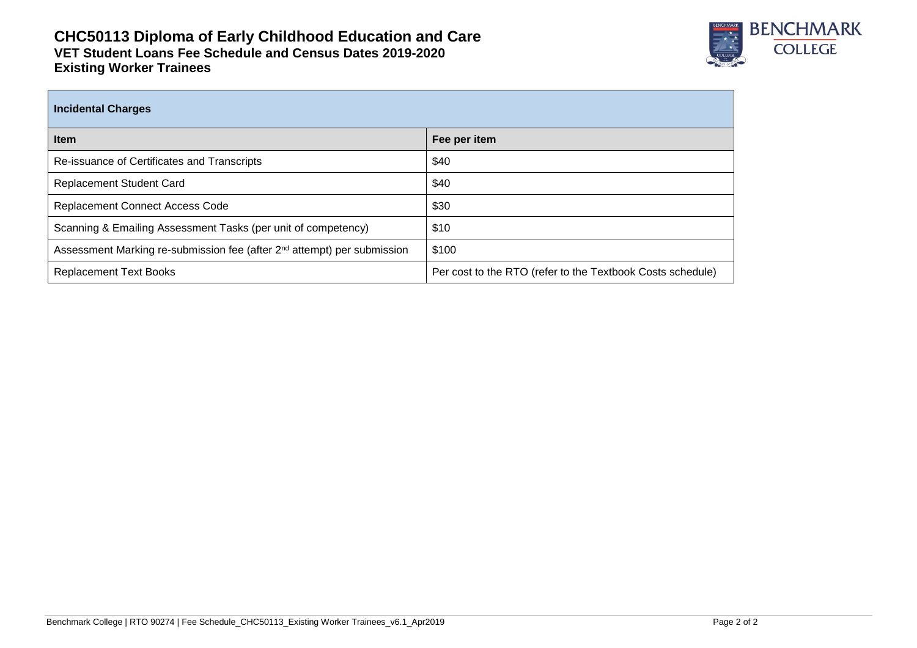# CHC50113 Diploma of Early Childhood Education and Care
## VET Student Loans Fee Schedule and Census Dates 2019-2020
## Existing Worker Trainees

| Incidental Charges | |
|---|---|
| **Item** | **Fee per item** |
| Re-issuance of Certificates and Transcripts | $40 |
| Replacement Student Card | $40 |
| Replacement Connect Access Code | $30 |
| Scanning & Emailing Assessment Tasks (per unit of competency) | $10 |
| Assessment Marking re-submission fee (after 2nd attempt) per submission | $100 |
| Replacement Text Books | Per cost to the RTO (refer to the Textbook Costs schedule) |